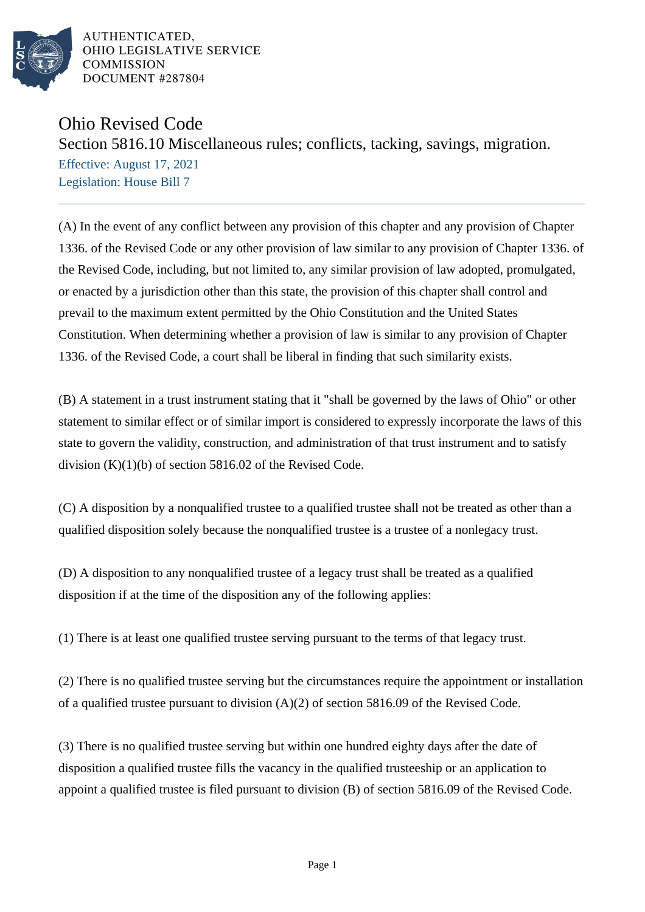AUTHENTICATED,
OHIO LEGISLATIVE SERVICE
COMMISSION
DOCUMENT #287804

# Ohio Revised Code

## Section 5816.10 Miscellaneous rules; conflicts, tacking, savings, migration.

Effective: August 17, 2021

Legislation: House Bill 7

(A) In the event of any conflict between any provision of this chapter and any provision of Chapter 1336. of the Revised Code or any other provision of law similar to any provision of Chapter 1336. of the Revised Code, including, but not limited to, any similar provision of law adopted, promulgated, or enacted by a jurisdiction other than this state, the provision of this chapter shall control and prevail to the maximum extent permitted by the Ohio Constitution and the United States Constitution. When determining whether a provision of law is similar to any provision of Chapter 1336. of the Revised Code, a court shall be liberal in finding that such similarity exists.

(B) A statement in a trust instrument stating that it "shall be governed by the laws of Ohio" or other statement to similar effect or of similar import is considered to expressly incorporate the laws of this state to govern the validity, construction, and administration of that trust instrument and to satisfy division (K)(1)(b) of section 5816.02 of the Revised Code.

(C) A disposition by a nonqualified trustee to a qualified trustee shall not be treated as other than a qualified disposition solely because the nonqualified trustee is a trustee of a nonlegacy trust.

(D) A disposition to any nonqualified trustee of a legacy trust shall be treated as a qualified disposition if at the time of the disposition any of the following applies:

(1) There is at least one qualified trustee serving pursuant to the terms of that legacy trust.

(2) There is no qualified trustee serving but the circumstances require the appointment or installation of a qualified trustee pursuant to division (A)(2) of section 5816.09 of the Revised Code.

(3) There is no qualified trustee serving but within one hundred eighty days after the date of disposition a qualified trustee fills the vacancy in the qualified trusteeship or an application to appoint a qualified trustee is filed pursuant to division (B) of section 5816.09 of the Revised Code.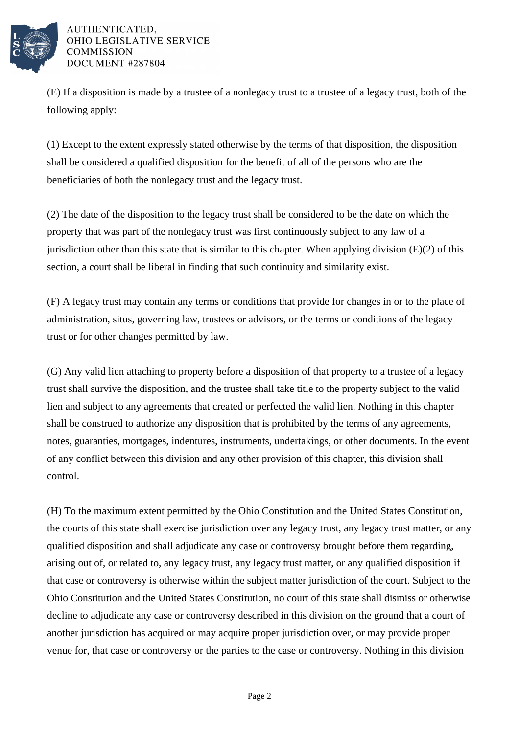(E) If a disposition is made by a trustee of a nonlegacy trust to a trustee of a legacy trust, both of the following apply:

(1) Except to the extent expressly stated otherwise by the terms of that disposition, the disposition shall be considered a qualified disposition for the benefit of all of the persons who are the beneficiaries of both the nonlegacy trust and the legacy trust.

(2) The date of the disposition to the legacy trust shall be considered to be the date on which the property that was part of the nonlegacy trust was first continuously subject to any law of a jurisdiction other than this state that is similar to this chapter. When applying division (E)(2) of this section, a court shall be liberal in finding that such continuity and similarity exist.

(F) A legacy trust may contain any terms or conditions that provide for changes in or to the place of administration, situs, governing law, trustees or advisors, or the terms or conditions of the legacy trust or for other changes permitted by law.

(G) Any valid lien attaching to property before a disposition of that property to a trustee of a legacy trust shall survive the disposition, and the trustee shall take title to the property subject to the valid lien and subject to any agreements that created or perfected the valid lien. Nothing in this chapter shall be construed to authorize any disposition that is prohibited by the terms of any agreements, notes, guaranties, mortgages, indentures, instruments, undertakings, or other documents. In the event of any conflict between this division and any other provision of this chapter, this division shall control.

(H) To the maximum extent permitted by the Ohio Constitution and the United States Constitution, the courts of this state shall exercise jurisdiction over any legacy trust, any legacy trust matter, or any qualified disposition and shall adjudicate any case or controversy brought before them regarding, arising out of, or related to, any legacy trust, any legacy trust matter, or any qualified disposition if that case or controversy is otherwise within the subject matter jurisdiction of the court. Subject to the Ohio Constitution and the United States Constitution, no court of this state shall dismiss or otherwise decline to adjudicate any case or controversy described in this division on the ground that a court of another jurisdiction has acquired or may acquire proper jurisdiction over, or may provide proper venue for, that case or controversy or the parties to the case or controversy. Nothing in this division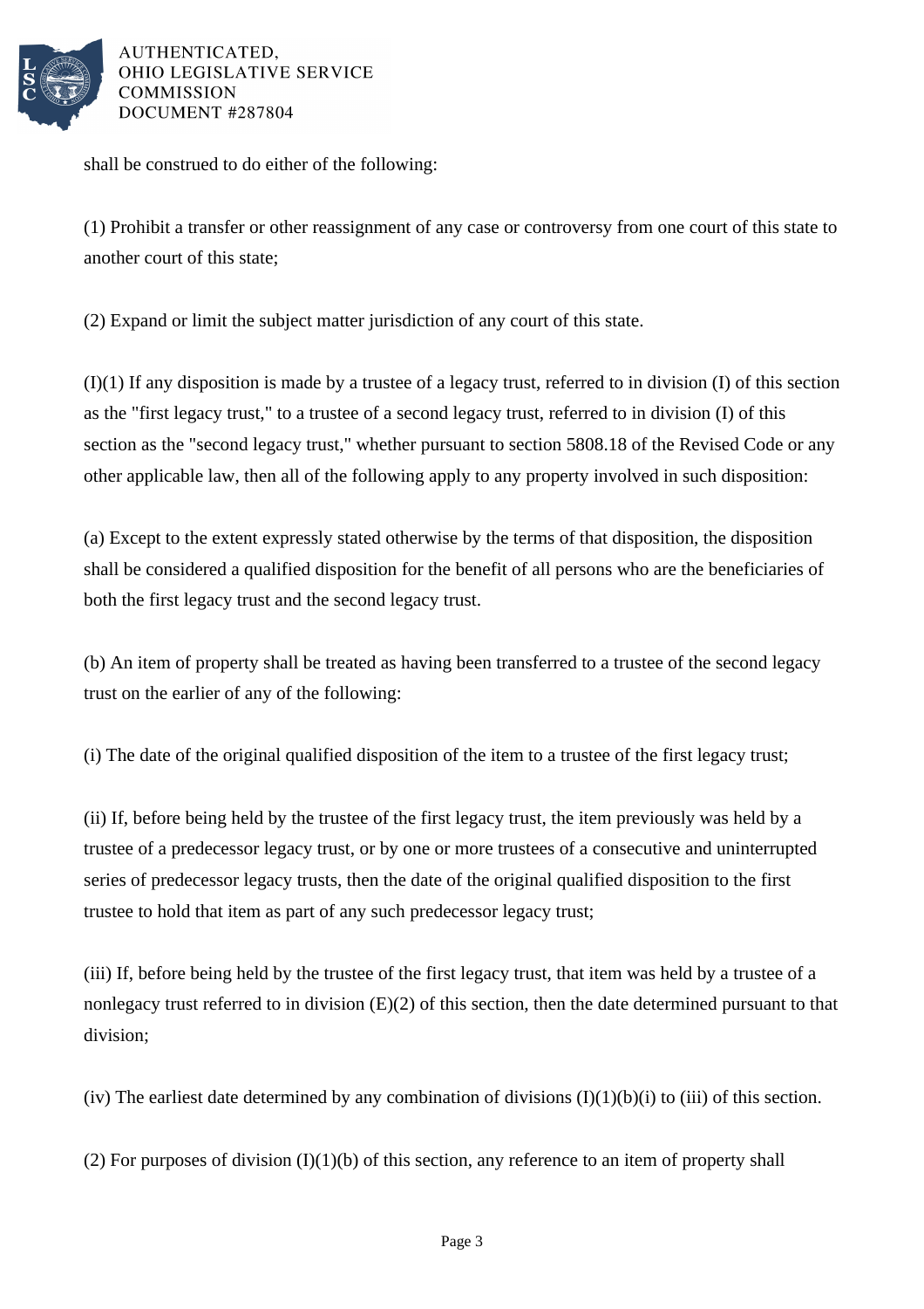shall be construed to do either of the following:

(1) Prohibit a transfer or other reassignment of any case or controversy from one court of this state to another court of this state;

(2) Expand or limit the subject matter jurisdiction of any court of this state.

(I)(1) If any disposition is made by a trustee of a legacy trust, referred to in division (I) of this section as the "first legacy trust," to a trustee of a second legacy trust, referred to in division (I) of this section as the "second legacy trust," whether pursuant to section 5808.18 of the Revised Code or any other applicable law, then all of the following apply to any property involved in such disposition:

(a) Except to the extent expressly stated otherwise by the terms of that disposition, the disposition shall be considered a qualified disposition for the benefit of all persons who are the beneficiaries of both the first legacy trust and the second legacy trust.

(b) An item of property shall be treated as having been transferred to a trustee of the second legacy trust on the earlier of any of the following:

(i) The date of the original qualified disposition of the item to a trustee of the first legacy trust;

(ii) If, before being held by the trustee of the first legacy trust, the item previously was held by a trustee of a predecessor legacy trust, or by one or more trustees of a consecutive and uninterrupted series of predecessor legacy trusts, then the date of the original qualified disposition to the first trustee to hold that item as part of any such predecessor legacy trust;

(iii) If, before being held by the trustee of the first legacy trust, that item was held by a trustee of a nonlegacy trust referred to in division (E)(2) of this section, then the date determined pursuant to that division;

(iv) The earliest date determined by any combination of divisions (I)(1)(b)(i) to (iii) of this section.

(2) For purposes of division (I)(1)(b) of this section, any reference to an item of property shall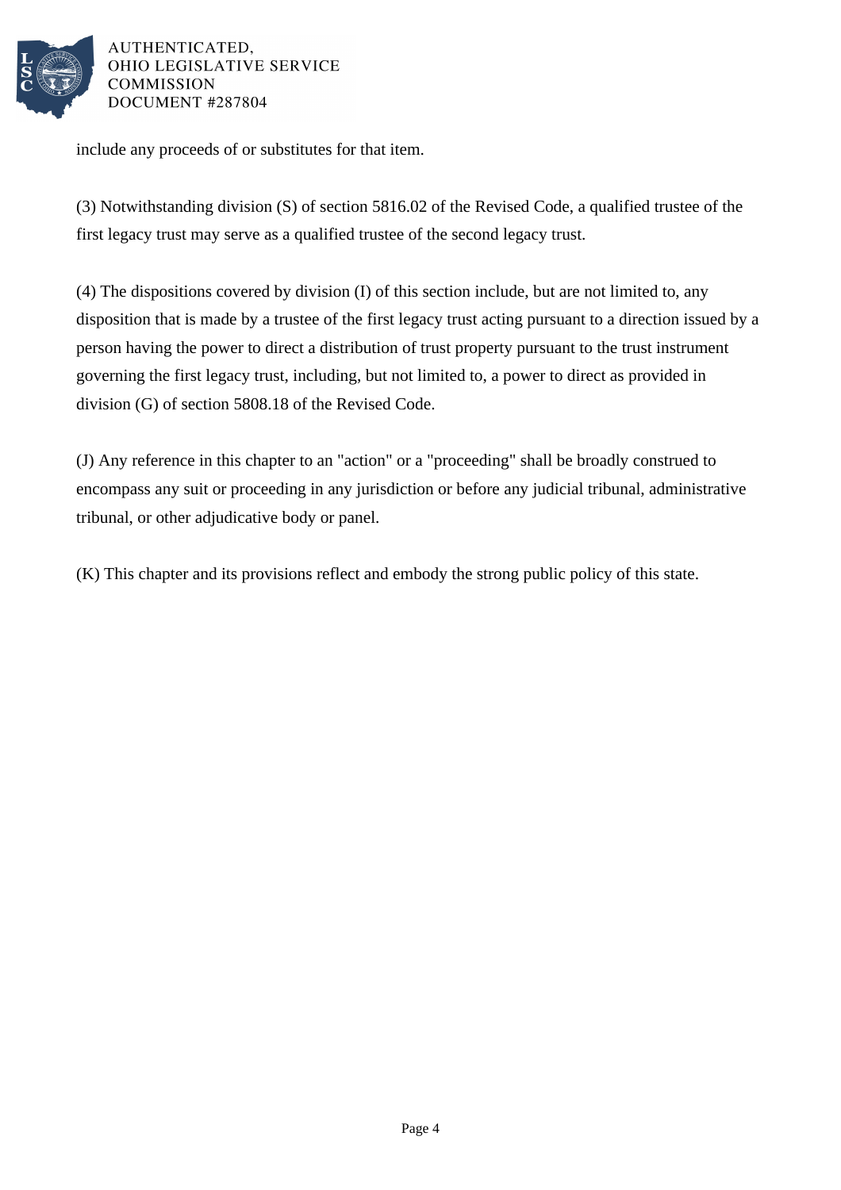include any proceeds of or substitutes for that item.

(3) Notwithstanding division (S) of section 5816.02 of the Revised Code, a qualified trustee of the first legacy trust may serve as a qualified trustee of the second legacy trust.

(4) The dispositions covered by division (I) of this section include, but are not limited to, any disposition that is made by a trustee of the first legacy trust acting pursuant to a direction issued by a person having the power to direct a distribution of trust property pursuant to the trust instrument governing the first legacy trust, including, but not limited to, a power to direct as provided in division (G) of section 5808.18 of the Revised Code.

(J) Any reference in this chapter to an "action" or a "proceeding" shall be broadly construed to encompass any suit or proceeding in any jurisdiction or before any judicial tribunal, administrative tribunal, or other adjudicative body or panel.

(K) This chapter and its provisions reflect and embody the strong public policy of this state.